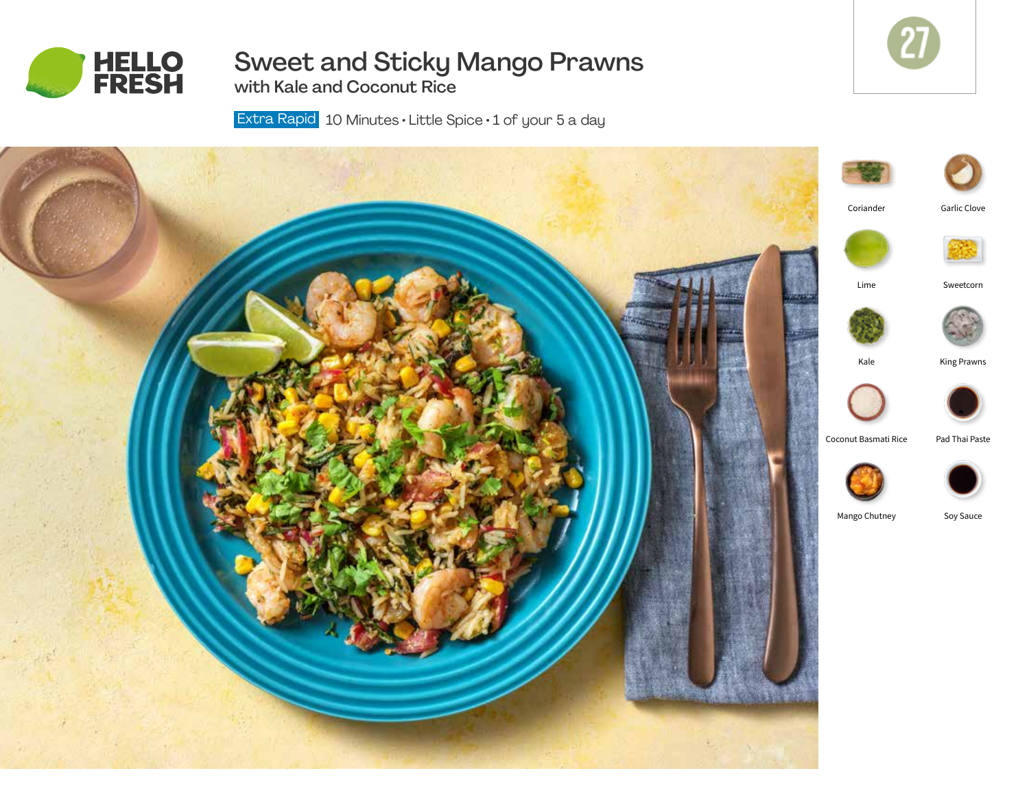HELLO FRESH

# Sweet and Sticky Mango Prawns

## with Kale and Coconut Rice

27

Extra Rapid 10 Minutes • Little Spice • 1 of your 5 a day

- Coriander
- Garlic Clove
- Lime
- Sweetcorn
- Kale
- King Prawns
- Coconut Basmati Rice
- Pad Thai Paste
- Mango Chutney
- Soy Sauce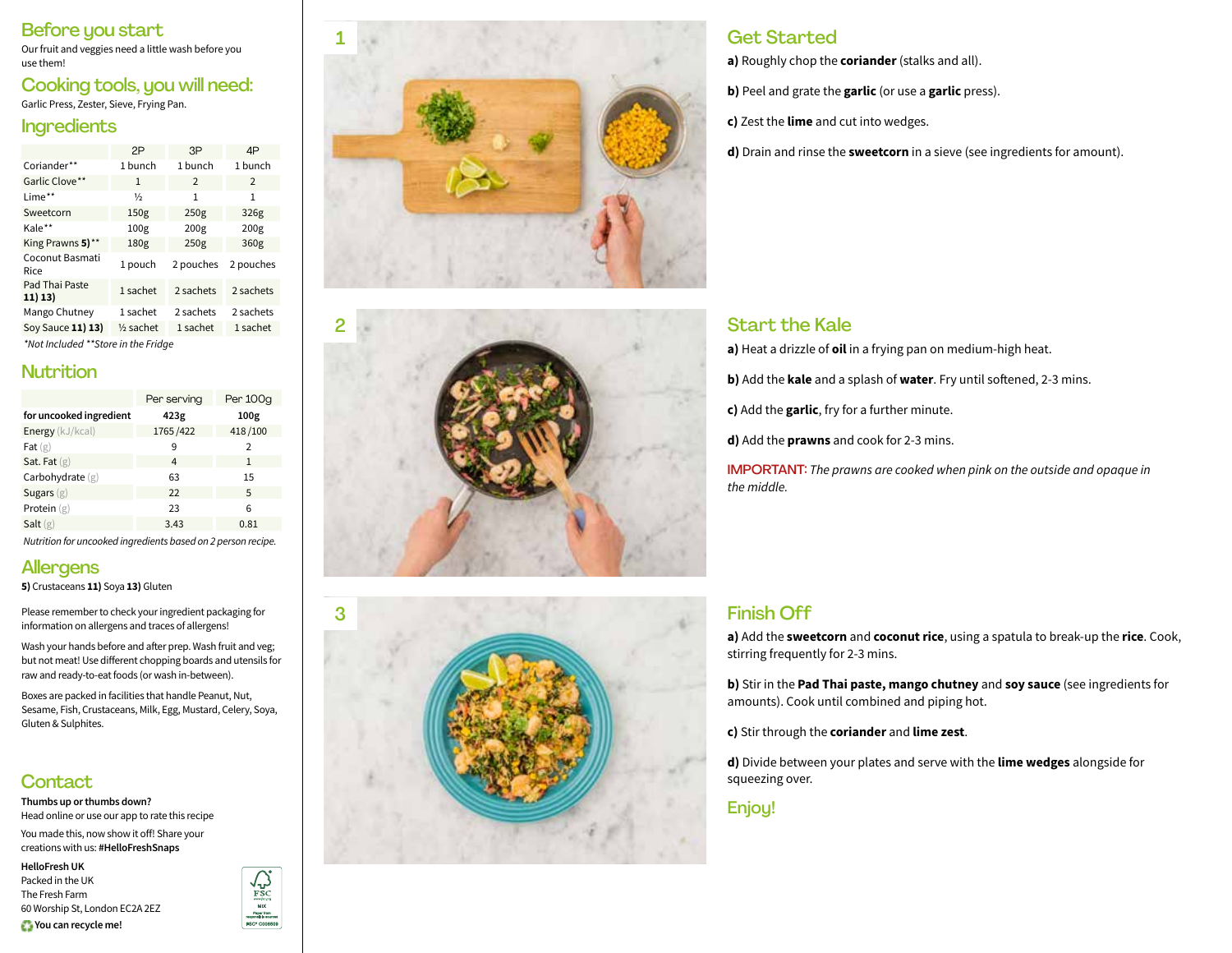## Before you start

Our fruit and veggies need a little wash before you use them!

## Cooking tools, you will need:

Garlic Press, Zester, Sieve, Frying Pan.

## Ingredients

| | 2P | 3P | 4P |
|---|---|---|---|
| Coriander** | 1 bunch | 1 bunch | 1 bunch |
| Garlic Clove** | 1 | 2 | 2 |
| Lime** | ½ | 1 | 1 |
| Sweetcorn | 150g | 250g | 326g |
| Kale** | 100g | 200g | 200g |
| King Prawns **5)**** | 180g | 250g | 360g |
| Coconut Basmati Rice | 1 pouch | 2 pouches | 2 pouches |
| Pad Thai Paste **11) 13)** | 1 sachet | 2 sachets | 2 sachets |
| Mango Chutney | 1 sachet | 2 sachets | 2 sachets |
| Soy Sauce **11) 13)** | ½ sachet | 1 sachet | 1 sachet |

*\*Not Included \*\*Store in the Fridge*

## Nutrition

| | Per serving | Per 100g |
|---|---|---|
| **for uncooked ingredient** | **423g** | **100g** |
| Energy (kJ/kcal) | 1765 /422 | 418 /100 |
| Fat (g) | 9 | 2 |
| Sat. Fat (g) | 4 | 1 |
| Carbohydrate (g) | 63 | 15 |
| Sugars (g) | 22 | 5 |
| Protein (g) | 23 | 6 |
| Salt (g) | 3.43 | 0.81 |

*Nutrition for uncooked ingredients based on 2 person recipe.*

## Allergens

**5)** Crustaceans **11)** Soya **13)** Gluten

Please remember to check your ingredient packaging for information on allergens and traces of allergens!

Wash your hands before and after prep. Wash fruit and veg; but not meat! Use different chopping boards and utensils for raw and ready-to-eat foods (or wash in-between).

Boxes are packed in facilities that handle Peanut, Nut, Sesame, Fish, Crustaceans, Milk, Egg, Mustard, Celery, Soya, Gluten & Sulphites.

## Contact

**Thumbs up or thumbs down?**
Head online or use our app to rate this recipe

You made this, now show it off! Share your creations with us: **#HelloFreshSnaps**

**HelloFresh UK**
Packed in the UK
The Fresh Farm
60 Worship St, London EC2A 2EZ

**You can recycle me!**

FSC MIX Paper from responsible sources FSC® C006609

1

## Get Started

**a)** Roughly chop the **coriander** (stalks and all).

**b)** Peel and grate the **garlic** (or use a **garlic** press).

**c)** Zest the **lime** and cut into wedges.

**d)** Drain and rinse the **sweetcorn** in a sieve (see ingredients for amount).

2

## Start the Kale

**a)** Heat a drizzle of **oil** in a frying pan on medium-high heat.

**b)** Add the **kale** and a splash of **water**. Fry until softened, 2-3 mins.

**c)** Add the **garlic**, fry for a further minute.

**d)** Add the **prawns** and cook for 2-3 mins.

IMPORTANT: *The prawns are cooked when pink on the outside and opaque in the middle.*

3

## Finish Off

**a)** Add the **sweetcorn** and **coconut rice**, using a spatula to break-up the **rice**. Cook, stirring frequently for 2-3 mins.

**b)** Stir in the **Pad Thai paste, mango chutney** and **soy sauce** (see ingredients for amounts). Cook until combined and piping hot.

**c)** Stir through the **coriander** and **lime zest**.

**d)** Divide between your plates and serve with the **lime wedges** alongside for squeezing over.

## Enjoy!